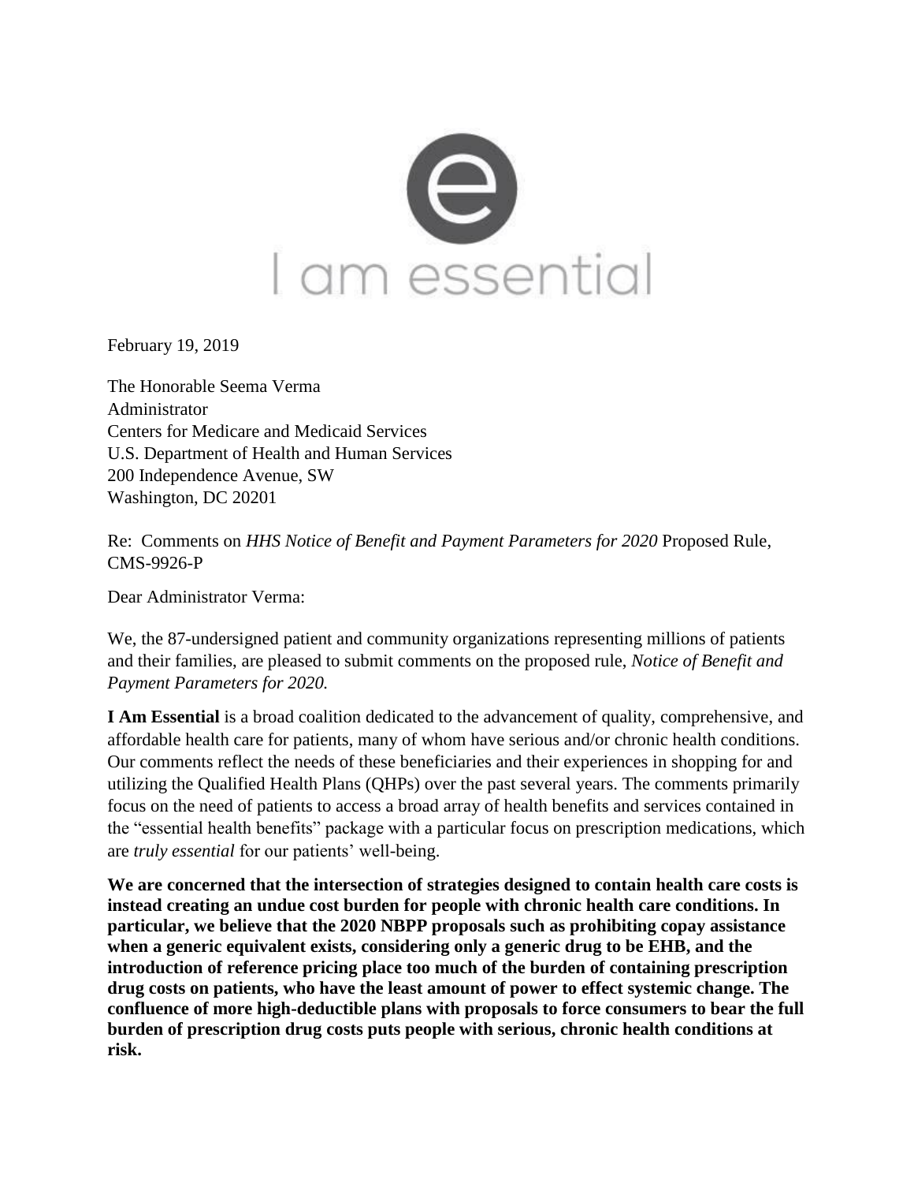I am essential

February 19, 2019

The Honorable Seema Verma
Administrator
Centers for Medicare and Medicaid Services
U.S. Department of Health and Human Services
200 Independence Avenue, SW
Washington, DC 20201

Re: Comments on *HHS Notice of Benefit and Payment Parameters for 2020* Proposed Rule, CMS-9926-P

Dear Administrator Verma:

We, the 87-undersigned patient and community organizations representing millions of patients and their families, are pleased to submit comments on the proposed rule, *Notice of Benefit and Payment Parameters for 2020.*

**I Am Essential** is a broad coalition dedicated to the advancement of quality, comprehensive, and affordable health care for patients, many of whom have serious and/or chronic health conditions. Our comments reflect the needs of these beneficiaries and their experiences in shopping for and utilizing the Qualified Health Plans (QHPs) over the past several years. The comments primarily focus on the need of patients to access a broad array of health benefits and services contained in the "essential health benefits" package with a particular focus on prescription medications, which are *truly essential* for our patients' well-being.

**We are concerned that the intersection of strategies designed to contain health care costs is instead creating an undue cost burden for people with chronic health care conditions. In particular, we believe that the 2020 NBPP proposals such as prohibiting copay assistance when a generic equivalent exists, considering only a generic drug to be EHB, and the introduction of reference pricing place too much of the burden of containing prescription drug costs on patients, who have the least amount of power to effect systemic change. The confluence of more high-deductible plans with proposals to force consumers to bear the full burden of prescription drug costs puts people with serious, chronic health conditions at risk.**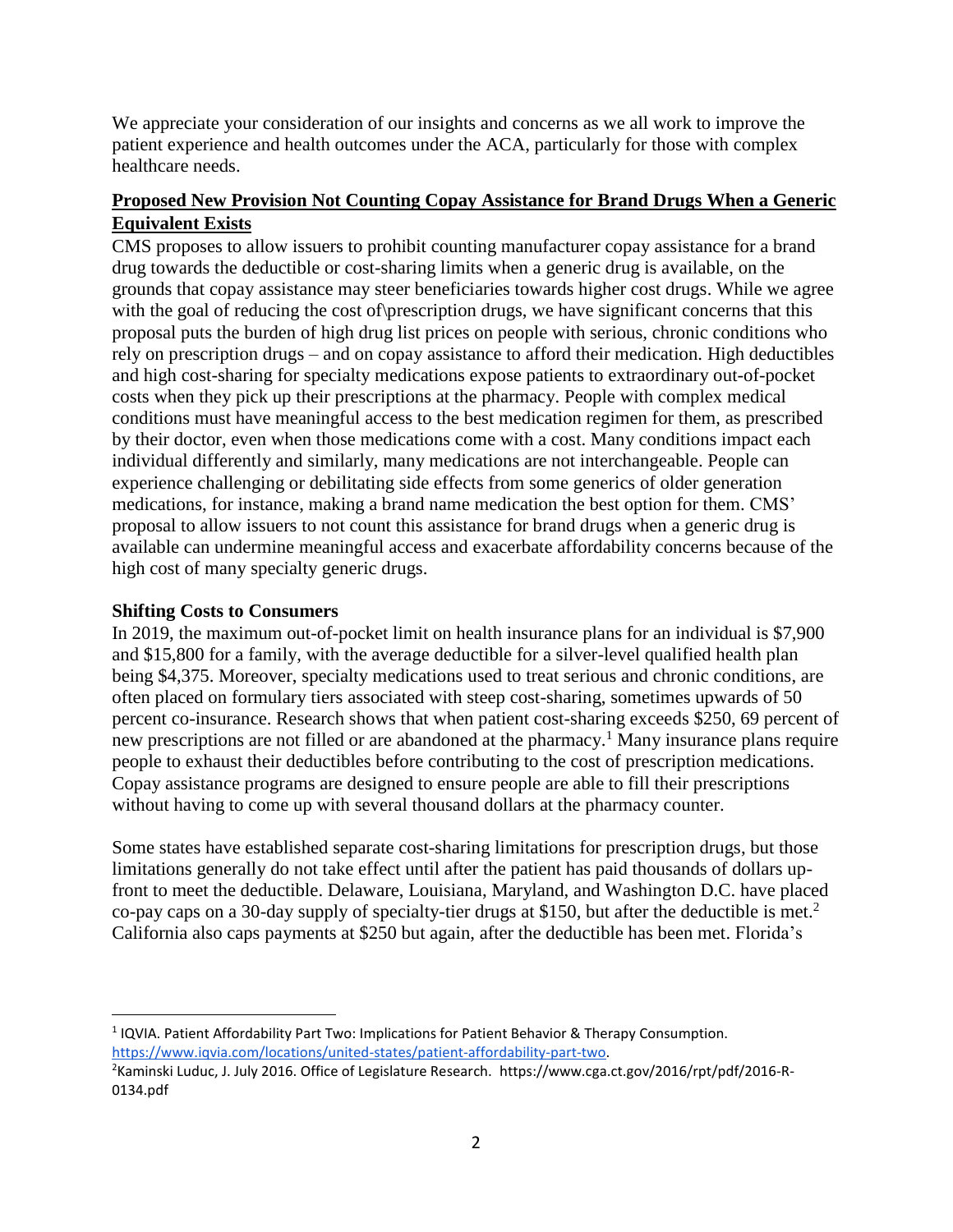We appreciate your consideration of our insights and concerns as we all work to improve the patient experience and health outcomes under the ACA, particularly for those with complex healthcare needs.

## Proposed New Provision Not Counting Copay Assistance for Brand Drugs When a Generic Equivalent Exists

CMS proposes to allow issuers to prohibit counting manufacturer copay assistance for a brand drug towards the deductible or cost-sharing limits when a generic drug is available, on the grounds that copay assistance may steer beneficiaries towards higher cost drugs. While we agree with the goal of reducing the cost of\prescription drugs, we have significant concerns that this proposal puts the burden of high drug list prices on people with serious, chronic conditions who rely on prescription drugs – and on copay assistance to afford their medication. High deductibles and high cost-sharing for specialty medications expose patients to extraordinary out-of-pocket costs when they pick up their prescriptions at the pharmacy. People with complex medical conditions must have meaningful access to the best medication regimen for them, as prescribed by their doctor, even when those medications come with a cost. Many conditions impact each individual differently and similarly, many medications are not interchangeable. People can experience challenging or debilitating side effects from some generics of older generation medications, for instance, making a brand name medication the best option for them. CMS' proposal to allow issuers to not count this assistance for brand drugs when a generic drug is available can undermine meaningful access and exacerbate affordability concerns because of the high cost of many specialty generic drugs.

### Shifting Costs to Consumers

In 2019, the maximum out-of-pocket limit on health insurance plans for an individual is $7,900 and $15,800 for a family, with the average deductible for a silver-level qualified health plan being $4,375. Moreover, specialty medications used to treat serious and chronic conditions, are often placed on formulary tiers associated with steep cost-sharing, sometimes upwards of 50 percent co-insurance. Research shows that when patient cost-sharing exceeds $250, 69 percent of new prescriptions are not filled or are abandoned at the pharmacy.[1] Many insurance plans require people to exhaust their deductibles before contributing to the cost of prescription medications. Copay assistance programs are designed to ensure people are able to fill their prescriptions without having to come up with several thousand dollars at the pharmacy counter.

Some states have established separate cost-sharing limitations for prescription drugs, but those limitations generally do not take effect until after the patient has paid thousands of dollars up-front to meet the deductible. Delaware, Louisiana, Maryland, and Washington D.C. have placed co-pay caps on a 30-day supply of specialty-tier drugs at $150, but after the deductible is met.[2] California also caps payments at $250 but again, after the deductible has been met. Florida's

---

[1] IQVIA. Patient Affordability Part Two: Implications for Patient Behavior & Therapy Consumption. https://www.iqvia.com/locations/united-states/patient-affordability-part-two.

[2] Kaminski Luduc, J. July 2016. Office of Legislature Research. https://www.cga.ct.gov/2016/rpt/pdf/2016-R-0134.pdf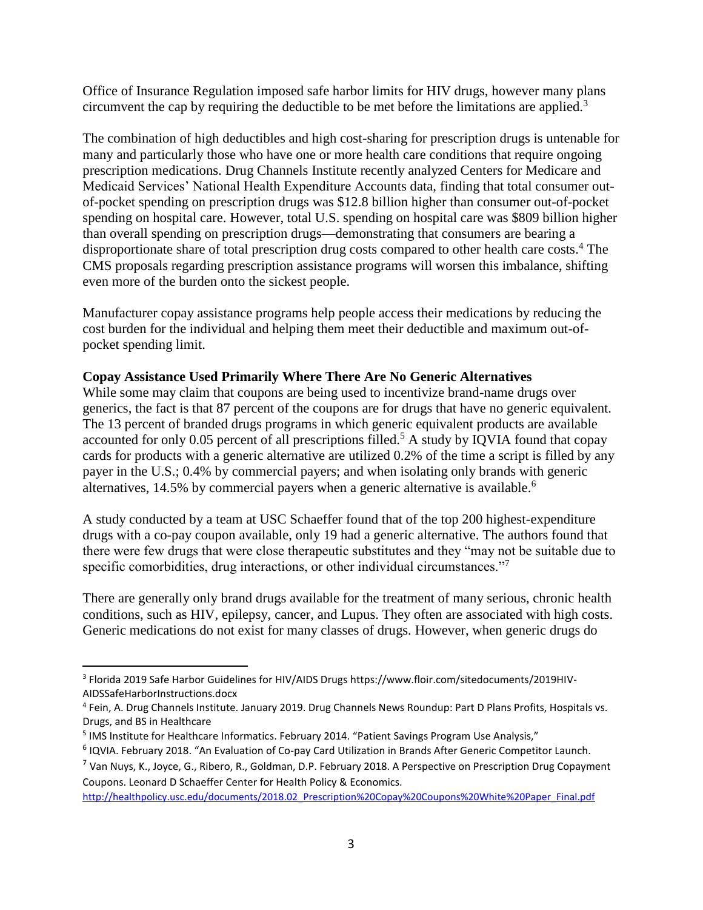Office of Insurance Regulation imposed safe harbor limits for HIV drugs, however many plans circumvent the cap by requiring the deductible to be met before the limitations are applied.[3]

The combination of high deductibles and high cost-sharing for prescription drugs is untenable for many and particularly those who have one or more health care conditions that require ongoing prescription medications. Drug Channels Institute recently analyzed Centers for Medicare and Medicaid Services' National Health Expenditure Accounts data, finding that total consumer out-of-pocket spending on prescription drugs was $12.8 billion higher than consumer out-of-pocket spending on hospital care. However, total U.S. spending on hospital care was $809 billion higher than overall spending on prescription drugs—demonstrating that consumers are bearing a disproportionate share of total prescription drug costs compared to other health care costs.[4] The CMS proposals regarding prescription assistance programs will worsen this imbalance, shifting even more of the burden onto the sickest people.

Manufacturer copay assistance programs help people access their medications by reducing the cost burden for the individual and helping them meet their deductible and maximum out-of-pocket spending limit.

**Copay Assistance Used Primarily Where There Are No Generic Alternatives**

While some may claim that coupons are being used to incentivize brand-name drugs over generics, the fact is that 87 percent of the coupons are for drugs that have no generic equivalent. The 13 percent of branded drugs programs in which generic equivalent products are available accounted for only 0.05 percent of all prescriptions filled.[5] A study by IQVIA found that copay cards for products with a generic alternative are utilized 0.2% of the time a script is filled by any payer in the U.S.; 0.4% by commercial payers; and when isolating only brands with generic alternatives, 14.5% by commercial payers when a generic alternative is available.[6]

A study conducted by a team at USC Schaeffer found that of the top 200 highest-expenditure drugs with a co-pay coupon available, only 19 had a generic alternative. The authors found that there were few drugs that were close therapeutic substitutes and they "may not be suitable due to specific comorbidities, drug interactions, or other individual circumstances."[7]

There are generally only brand drugs available for the treatment of many serious, chronic health conditions, such as HIV, epilepsy, cancer, and Lupus. They often are associated with high costs. Generic medications do not exist for many classes of drugs. However, when generic drugs do

---

[3] Florida 2019 Safe Harbor Guidelines for HIV/AIDS Drugs https://www.floir.com/sitedocuments/2019HIV-AIDSSafeHarborInstructions.docx

[4] Fein, A. Drug Channels Institute. January 2019. Drug Channels News Roundup: Part D Plans Profits, Hospitals vs. Drugs, and BS in Healthcare

[5] IMS Institute for Healthcare Informatics. February 2014. "Patient Savings Program Use Analysis,"

[6] IQVIA. February 2018. "An Evaluation of Co-pay Card Utilization in Brands After Generic Competitor Launch.

[7] Van Nuys, K., Joyce, G., Ribero, R., Goldman, D.P. February 2018. A Perspective on Prescription Drug Copayment Coupons. Leonard D Schaeffer Center for Health Policy & Economics. http://healthpolicy.usc.edu/documents/2018.02_Prescription%20Copay%20Coupons%20White%20Paper_Final.pdf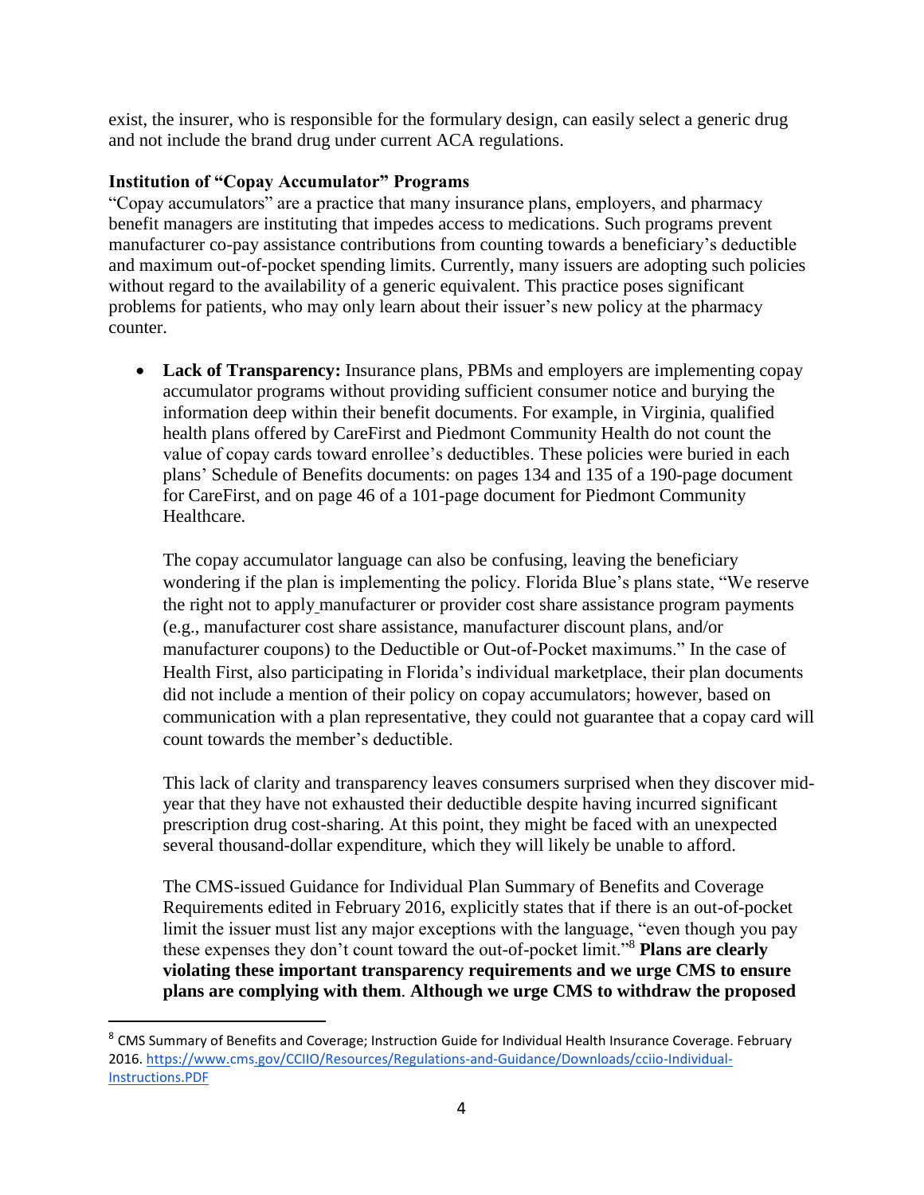exist, the insurer, who is responsible for the formulary design, can easily select a generic drug and not include the brand drug under current ACA regulations.

**Institution of "Copay Accumulator" Programs**

"Copay accumulators" are a practice that many insurance plans, employers, and pharmacy benefit managers are instituting that impedes access to medications. Such programs prevent manufacturer co-pay assistance contributions from counting towards a beneficiary's deductible and maximum out-of-pocket spending limits. Currently, many issuers are adopting such policies without regard to the availability of a generic equivalent. This practice poses significant problems for patients, who may only learn about their issuer's new policy at the pharmacy counter.

- **Lack of Transparency:** Insurance plans, PBMs and employers are implementing copay accumulator programs without providing sufficient consumer notice and burying the information deep within their benefit documents. For example, in Virginia, qualified health plans offered by CareFirst and Piedmont Community Health do not count the value of copay cards toward enrollee's deductibles. These policies were buried in each plans' Schedule of Benefits documents: on pages 134 and 135 of a 190-page document for CareFirst, and on page 46 of a 101-page document for Piedmont Community Healthcare.

  The copay accumulator language can also be confusing, leaving the beneficiary wondering if the plan is implementing the policy. Florida Blue's plans state, "We reserve the right not to apply manufacturer or provider cost share assistance program payments (e.g., manufacturer cost share assistance, manufacturer discount plans, and/or manufacturer coupons) to the Deductible or Out-of-Pocket maximums." In the case of Health First, also participating in Florida's individual marketplace, their plan documents did not include a mention of their policy on copay accumulators; however, based on communication with a plan representative, they could not guarantee that a copay card will count towards the member's deductible.

  This lack of clarity and transparency leaves consumers surprised when they discover mid-year that they have not exhausted their deductible despite having incurred significant prescription drug cost-sharing. At this point, they might be faced with an unexpected several thousand-dollar expenditure, which they will likely be unable to afford.

  The CMS-issued Guidance for Individual Plan Summary of Benefits and Coverage Requirements edited in February 2016, explicitly states that if there is an out-of-pocket limit the issuer must list any major exceptions with the language, "even though you pay these expenses they don't count toward the out-of-pocket limit."[8] **Plans are clearly violating these important transparency requirements and we urge CMS to ensure plans are complying with them**. **Although we urge CMS to withdraw the proposed**

---

[8] CMS Summary of Benefits and Coverage; Instruction Guide for Individual Health Insurance Coverage. February 2016. https://www.cms.gov/CCIIO/Resources/Regulations-and-Guidance/Downloads/cciio-Individual-Instructions.PDF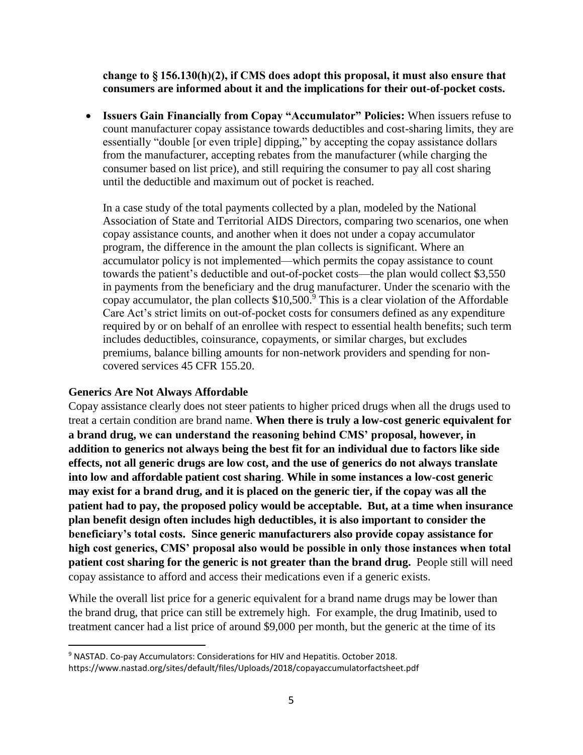**change to § 156.130(h)(2), if CMS does adopt this proposal, it must also ensure that consumers are informed about it and the implications for their out-of-pocket costs.**

- **Issuers Gain Financially from Copay "Accumulator" Policies:** When issuers refuse to count manufacturer copay assistance towards deductibles and cost-sharing limits, they are essentially "double [or even triple] dipping," by accepting the copay assistance dollars from the manufacturer, accepting rebates from the manufacturer (while charging the consumer based on list price), and still requiring the consumer to pay all cost sharing until the deductible and maximum out of pocket is reached.

  In a case study of the total payments collected by a plan, modeled by the National Association of State and Territorial AIDS Directors, comparing two scenarios, one when copay assistance counts, and another when it does not under a copay accumulator program, the difference in the amount the plan collects is significant. Where an accumulator policy is not implemented—which permits the copay assistance to count towards the patient's deductible and out-of-pocket costs—the plan would collect $3,550 in payments from the beneficiary and the drug manufacturer. Under the scenario with the copay accumulator, the plan collects $10,500.[9] This is a clear violation of the Affordable Care Act's strict limits on out-of-pocket costs for consumers defined as any expenditure required by or on behalf of an enrollee with respect to essential health benefits; such term includes deductibles, coinsurance, copayments, or similar charges, but excludes premiums, balance billing amounts for non-network providers and spending for non-covered services 45 CFR 155.20.

**Generics Are Not Always Affordable**

Copay assistance clearly does not steer patients to higher priced drugs when all the drugs used to treat a certain condition are brand name. **When there is truly a low-cost generic equivalent for a brand drug, we can understand the reasoning behind CMS' proposal, however, in addition to generics not always being the best fit for an individual due to factors like side effects, not all generic drugs are low cost, and the use of generics do not always translate into low and affordable patient cost sharing**. **While in some instances a low-cost generic may exist for a brand drug, and it is placed on the generic tier, if the copay was all the patient had to pay, the proposed policy would be acceptable. But, at a time when insurance plan benefit design often includes high deductibles, it is also important to consider the beneficiary's total costs. Since generic manufacturers also provide copay assistance for high cost generics, CMS' proposal also would be possible in only those instances when total patient cost sharing for the generic is not greater than the brand drug.** People still will need copay assistance to afford and access their medications even if a generic exists.

While the overall list price for a generic equivalent for a brand name drugs may be lower than the brand drug, that price can still be extremely high. For example, the drug Imatinib, used to treatment cancer had a list price of around $9,000 per month, but the generic at the time of its

---

[9] NASTAD. Co-pay Accumulators: Considerations for HIV and Hepatitis. October 2018. https://www.nastad.org/sites/default/files/Uploads/2018/copayaccumulatorfactsheet.pdf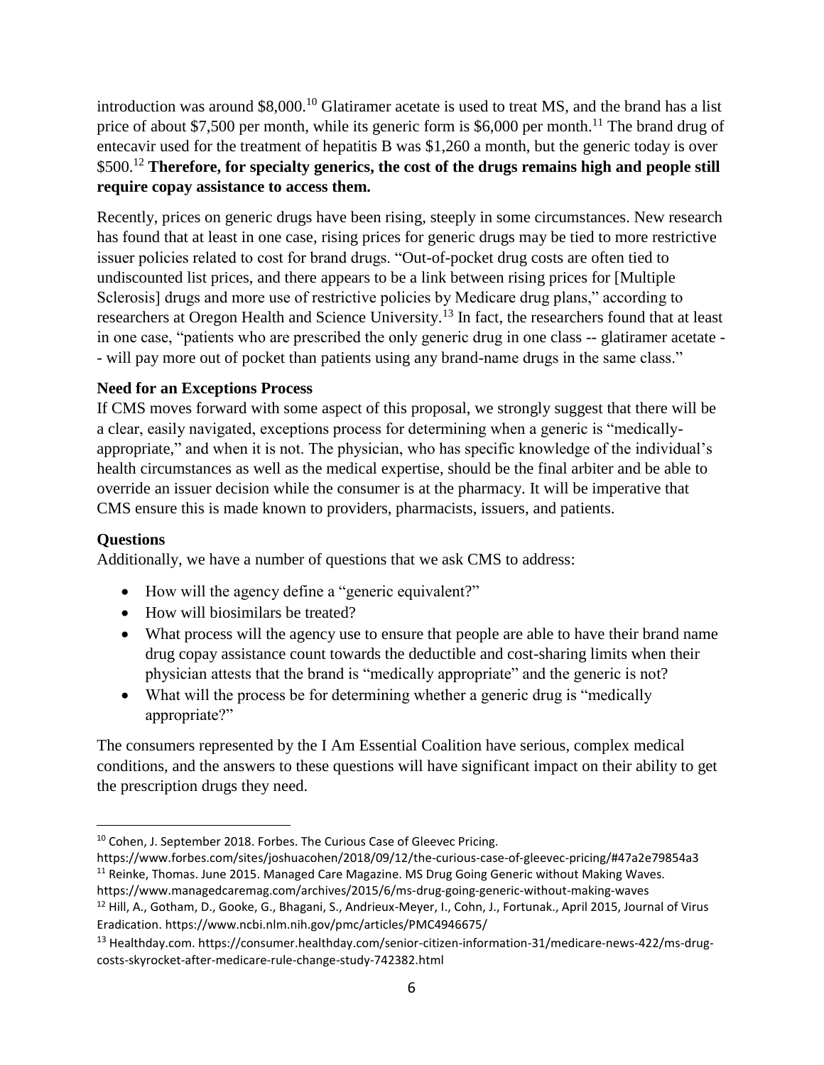introduction was around $8,000.[10] Glatiramer acetate is used to treat MS, and the brand has a list price of about $7,500 per month, while its generic form is $6,000 per month.[11] The brand drug of entecavir used for the treatment of hepatitis B was $1,260 a month, but the generic today is over $500.[12] **Therefore, for specialty generics, the cost of the drugs remains high and people still require copay assistance to access them.**

Recently, prices on generic drugs have been rising, steeply in some circumstances. New research has found that at least in one case, rising prices for generic drugs may be tied to more restrictive issuer policies related to cost for brand drugs. "Out-of-pocket drug costs are often tied to undiscounted list prices, and there appears to be a link between rising prices for [Multiple Sclerosis] drugs and more use of restrictive policies by Medicare drug plans," according to researchers at Oregon Health and Science University.[13] In fact, the researchers found that at least in one case, "patients who are prescribed the only generic drug in one class -- glatiramer acetate -- will pay more out of pocket than patients using any brand-name drugs in the same class."

**Need for an Exceptions Process**

If CMS moves forward with some aspect of this proposal, we strongly suggest that there will be a clear, easily navigated, exceptions process for determining when a generic is "medically-appropriate," and when it is not. The physician, who has specific knowledge of the individual's health circumstances as well as the medical expertise, should be the final arbiter and be able to override an issuer decision while the consumer is at the pharmacy. It will be imperative that CMS ensure this is made known to providers, pharmacists, issuers, and patients.

**Questions**

Additionally, we have a number of questions that we ask CMS to address:

- How will the agency define a "generic equivalent?"
- How will biosimilars be treated?
- What process will the agency use to ensure that people are able to have their brand name drug copay assistance count towards the deductible and cost-sharing limits when their physician attests that the brand is "medically appropriate" and the generic is not?
- What will the process be for determining whether a generic drug is "medically appropriate?"

The consumers represented by the I Am Essential Coalition have serious, complex medical conditions, and the answers to these questions will have significant impact on their ability to get the prescription drugs they need.

---

[10] Cohen, J. September 2018. Forbes. The Curious Case of Gleevec Pricing. https://www.forbes.com/sites/joshuacohen/2018/09/12/the-curious-case-of-gleevec-pricing/#47a2e79854a3

[11] Reinke, Thomas. June 2015. Managed Care Magazine. MS Drug Going Generic without Making Waves. https://www.managedcaremag.com/archives/2015/6/ms-drug-going-generic-without-making-waves

[12] Hill, A., Gotham, D., Gooke, G., Bhagani, S., Andrieux-Meyer, I., Cohn, J., Fortunak., April 2015, Journal of Virus Eradication. https://www.ncbi.nlm.nih.gov/pmc/articles/PMC4946675/

[13] Healthday.com. https://consumer.healthday.com/senior-citizen-information-31/medicare-news-422/ms-drug-costs-skyrocket-after-medicare-rule-change-study-742382.html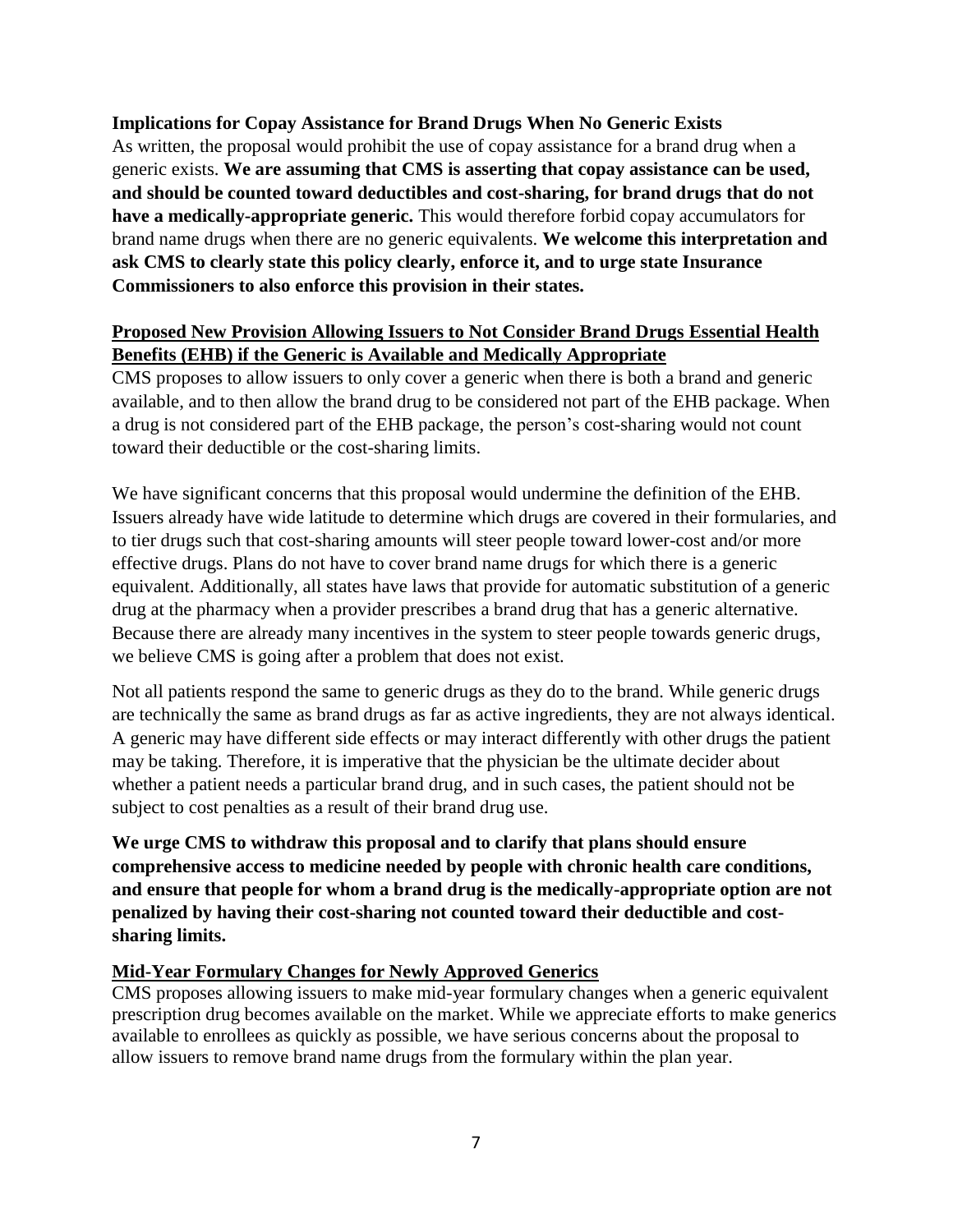**Implications for Copay Assistance for Brand Drugs When No Generic Exists**

As written, the proposal would prohibit the use of copay assistance for a brand drug when a generic exists. **We are assuming that CMS is asserting that copay assistance can be used, and should be counted toward deductibles and cost-sharing, for brand drugs that do not have a medically-appropriate generic.** This would therefore forbid copay accumulators for brand name drugs when there are no generic equivalents. **We welcome this interpretation and ask CMS to clearly state this policy clearly, enforce it, and to urge state Insurance Commissioners to also enforce this provision in their states.**

**Proposed New Provision Allowing Issuers to Not Consider Brand Drugs Essential Health Benefits (EHB) if the Generic is Available and Medically Appropriate**

CMS proposes to allow issuers to only cover a generic when there is both a brand and generic available, and to then allow the brand drug to be considered not part of the EHB package. When a drug is not considered part of the EHB package, the person's cost-sharing would not count toward their deductible or the cost-sharing limits.

We have significant concerns that this proposal would undermine the definition of the EHB. Issuers already have wide latitude to determine which drugs are covered in their formularies, and to tier drugs such that cost-sharing amounts will steer people toward lower-cost and/or more effective drugs. Plans do not have to cover brand name drugs for which there is a generic equivalent. Additionally, all states have laws that provide for automatic substitution of a generic drug at the pharmacy when a provider prescribes a brand drug that has a generic alternative. Because there are already many incentives in the system to steer people towards generic drugs, we believe CMS is going after a problem that does not exist.

Not all patients respond the same to generic drugs as they do to the brand. While generic drugs are technically the same as brand drugs as far as active ingredients, they are not always identical. A generic may have different side effects or may interact differently with other drugs the patient may be taking. Therefore, it is imperative that the physician be the ultimate decider about whether a patient needs a particular brand drug, and in such cases, the patient should not be subject to cost penalties as a result of their brand drug use.

**We urge CMS to withdraw this proposal and to clarify that plans should ensure comprehensive access to medicine needed by people with chronic health care conditions, and ensure that people for whom a brand drug is the medically-appropriate option are not penalized by having their cost-sharing not counted toward their deductible and cost-sharing limits.**

**Mid-Year Formulary Changes for Newly Approved Generics**

CMS proposes allowing issuers to make mid-year formulary changes when a generic equivalent prescription drug becomes available on the market. While we appreciate efforts to make generics available to enrollees as quickly as possible, we have serious concerns about the proposal to allow issuers to remove brand name drugs from the formulary within the plan year.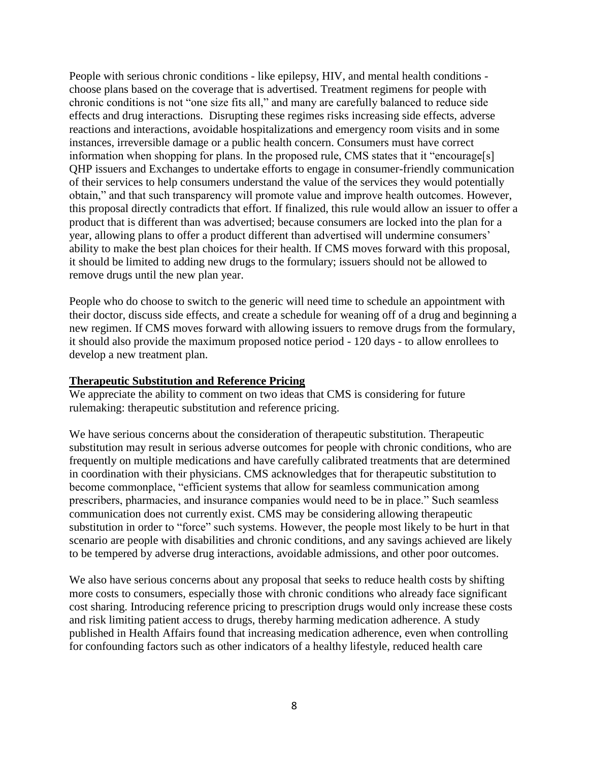People with serious chronic conditions - like epilepsy, HIV, and mental health conditions - choose plans based on the coverage that is advertised. Treatment regimens for people with chronic conditions is not "one size fits all," and many are carefully balanced to reduce side effects and drug interactions. Disrupting these regimes risks increasing side effects, adverse reactions and interactions, avoidable hospitalizations and emergency room visits and in some instances, irreversible damage or a public health concern. Consumers must have correct information when shopping for plans. In the proposed rule, CMS states that it "encourage[s] QHP issuers and Exchanges to undertake efforts to engage in consumer-friendly communication of their services to help consumers understand the value of the services they would potentially obtain," and that such transparency will promote value and improve health outcomes. However, this proposal directly contradicts that effort. If finalized, this rule would allow an issuer to offer a product that is different than was advertised; because consumers are locked into the plan for a year, allowing plans to offer a product different than advertised will undermine consumers' ability to make the best plan choices for their health. If CMS moves forward with this proposal, it should be limited to adding new drugs to the formulary; issuers should not be allowed to remove drugs until the new plan year.

People who do choose to switch to the generic will need time to schedule an appointment with their doctor, discuss side effects, and create a schedule for weaning off of a drug and beginning a new regimen. If CMS moves forward with allowing issuers to remove drugs from the formulary, it should also provide the maximum proposed notice period - 120 days - to allow enrollees to develop a new treatment plan.

**Therapeutic Substitution and Reference Pricing**

We appreciate the ability to comment on two ideas that CMS is considering for future rulemaking: therapeutic substitution and reference pricing.

We have serious concerns about the consideration of therapeutic substitution. Therapeutic substitution may result in serious adverse outcomes for people with chronic conditions, who are frequently on multiple medications and have carefully calibrated treatments that are determined in coordination with their physicians. CMS acknowledges that for therapeutic substitution to become commonplace, "efficient systems that allow for seamless communication among prescribers, pharmacies, and insurance companies would need to be in place." Such seamless communication does not currently exist. CMS may be considering allowing therapeutic substitution in order to "force" such systems. However, the people most likely to be hurt in that scenario are people with disabilities and chronic conditions, and any savings achieved are likely to be tempered by adverse drug interactions, avoidable admissions, and other poor outcomes.

We also have serious concerns about any proposal that seeks to reduce health costs by shifting more costs to consumers, especially those with chronic conditions who already face significant cost sharing. Introducing reference pricing to prescription drugs would only increase these costs and risk limiting patient access to drugs, thereby harming medication adherence. A study published in Health Affairs found that increasing medication adherence, even when controlling for confounding factors such as other indicators of a healthy lifestyle, reduced health care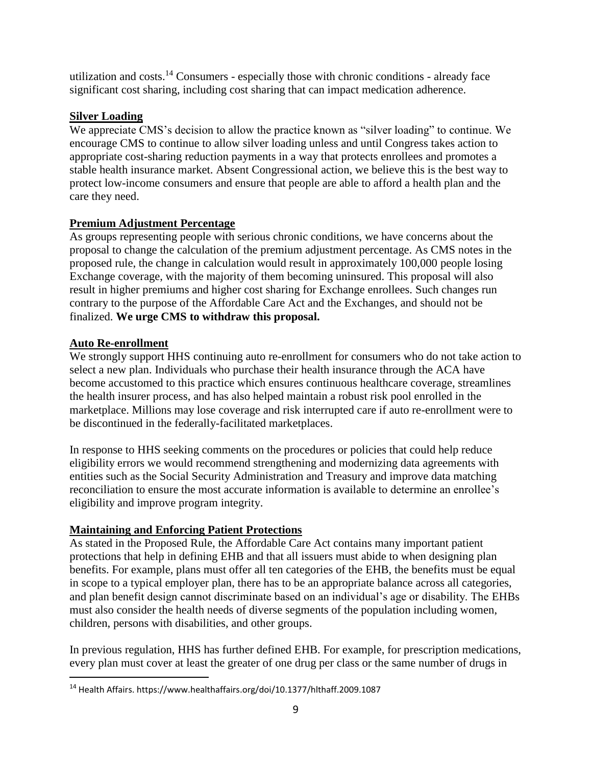utilization and costs.[14] Consumers - especially those with chronic conditions - already face significant cost sharing, including cost sharing that can impact medication adherence.

**Silver Loading**

We appreciate CMS's decision to allow the practice known as "silver loading" to continue. We encourage CMS to continue to allow silver loading unless and until Congress takes action to appropriate cost-sharing reduction payments in a way that protects enrollees and promotes a stable health insurance market. Absent Congressional action, we believe this is the best way to protect low-income consumers and ensure that people are able to afford a health plan and the care they need.

**Premium Adjustment Percentage**

As groups representing people with serious chronic conditions, we have concerns about the proposal to change the calculation of the premium adjustment percentage. As CMS notes in the proposed rule, the change in calculation would result in approximately 100,000 people losing Exchange coverage, with the majority of them becoming uninsured. This proposal will also result in higher premiums and higher cost sharing for Exchange enrollees. Such changes run contrary to the purpose of the Affordable Care Act and the Exchanges, and should not be finalized. **We urge CMS to withdraw this proposal.**

**Auto Re-enrollment**

We strongly support HHS continuing auto re-enrollment for consumers who do not take action to select a new plan. Individuals who purchase their health insurance through the ACA have become accustomed to this practice which ensures continuous healthcare coverage, streamlines the health insurer process, and has also helped maintain a robust risk pool enrolled in the marketplace. Millions may lose coverage and risk interrupted care if auto re-enrollment were to be discontinued in the federally-facilitated marketplaces.

In response to HHS seeking comments on the procedures or policies that could help reduce eligibility errors we would recommend strengthening and modernizing data agreements with entities such as the Social Security Administration and Treasury and improve data matching reconciliation to ensure the most accurate information is available to determine an enrollee's eligibility and improve program integrity.

**Maintaining and Enforcing Patient Protections**

As stated in the Proposed Rule, the Affordable Care Act contains many important patient protections that help in defining EHB and that all issuers must abide to when designing plan benefits. For example, plans must offer all ten categories of the EHB, the benefits must be equal in scope to a typical employer plan, there has to be an appropriate balance across all categories, and plan benefit design cannot discriminate based on an individual's age or disability. The EHBs must also consider the health needs of diverse segments of the population including women, children, persons with disabilities, and other groups.

In previous regulation, HHS has further defined EHB. For example, for prescription medications, every plan must cover at least the greater of one drug per class or the same number of drugs in

[14] Health Affairs. https://www.healthaffairs.org/doi/10.1377/hlthaff.2009.1087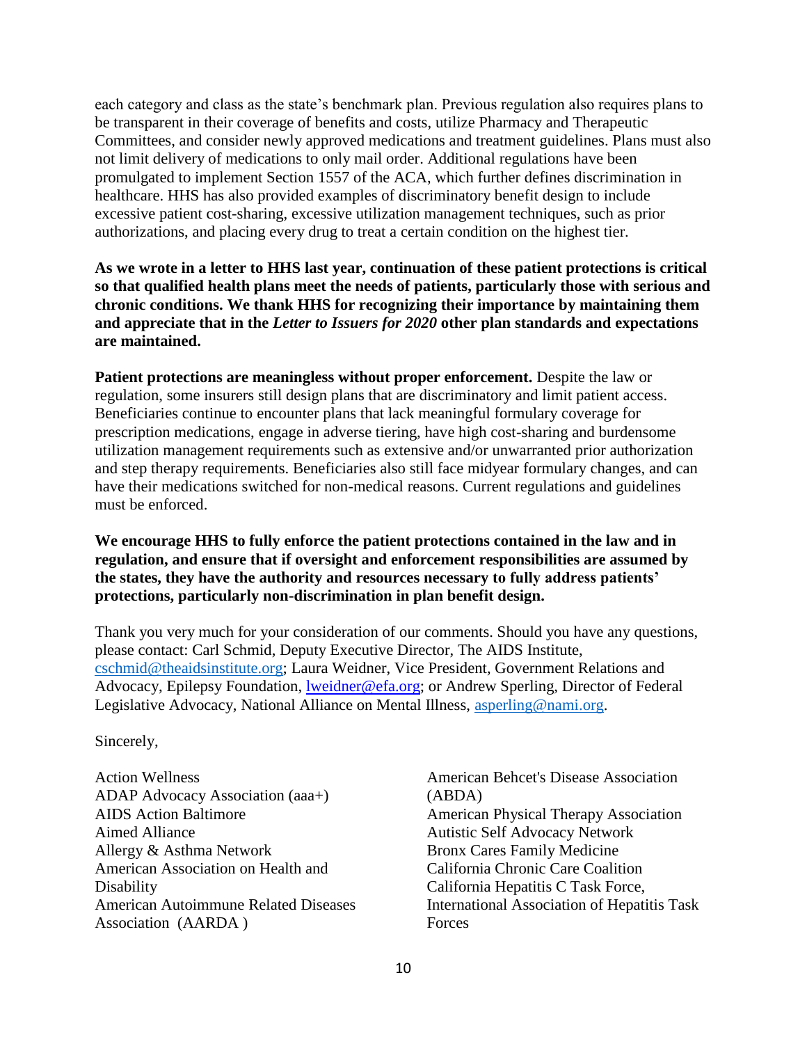each category and class as the state's benchmark plan. Previous regulation also requires plans to be transparent in their coverage of benefits and costs, utilize Pharmacy and Therapeutic Committees, and consider newly approved medications and treatment guidelines. Plans must also not limit delivery of medications to only mail order. Additional regulations have been promulgated to implement Section 1557 of the ACA, which further defines discrimination in healthcare. HHS has also provided examples of discriminatory benefit design to include excessive patient cost-sharing, excessive utilization management techniques, such as prior authorizations, and placing every drug to treat a certain condition on the highest tier.

**As we wrote in a letter to HHS last year, continuation of these patient protections is critical so that qualified health plans meet the needs of patients, particularly those with serious and chronic conditions. We thank HHS for recognizing their importance by maintaining them and appreciate that in the *Letter to Issuers for 2020* other plan standards and expectations are maintained.**

**Patient protections are meaningless without proper enforcement.** Despite the law or regulation, some insurers still design plans that are discriminatory and limit patient access. Beneficiaries continue to encounter plans that lack meaningful formulary coverage for prescription medications, engage in adverse tiering, have high cost-sharing and burdensome utilization management requirements such as extensive and/or unwarranted prior authorization and step therapy requirements. Beneficiaries also still face midyear formulary changes, and can have their medications switched for non-medical reasons. Current regulations and guidelines must be enforced.

**We encourage HHS to fully enforce the patient protections contained in the law and in regulation, and ensure that if oversight and enforcement responsibilities are assumed by the states, they have the authority and resources necessary to fully address patients' protections, particularly non-discrimination in plan benefit design.**

Thank you very much for your consideration of our comments. Should you have any questions, please contact: Carl Schmid, Deputy Executive Director, The AIDS Institute, cschmid@theaidsinstitute.org; Laura Weidner, Vice President, Government Relations and Advocacy, Epilepsy Foundation, lweidner@efa.org; or Andrew Sperling, Director of Federal Legislative Advocacy, National Alliance on Mental Illness, asperling@nami.org.

Sincerely,

Action Wellness
ADAP Advocacy Association (aaa+)
AIDS Action Baltimore
Aimed Alliance
Allergy & Asthma Network
American Association on Health and Disability
American Autoimmune Related Diseases Association (AARDA )
American Behcet's Disease Association (ABDA)
American Physical Therapy Association
Autistic Self Advocacy Network
Bronx Cares Family Medicine
California Chronic Care Coalition
California Hepatitis C Task Force, International Association of Hepatitis Task Forces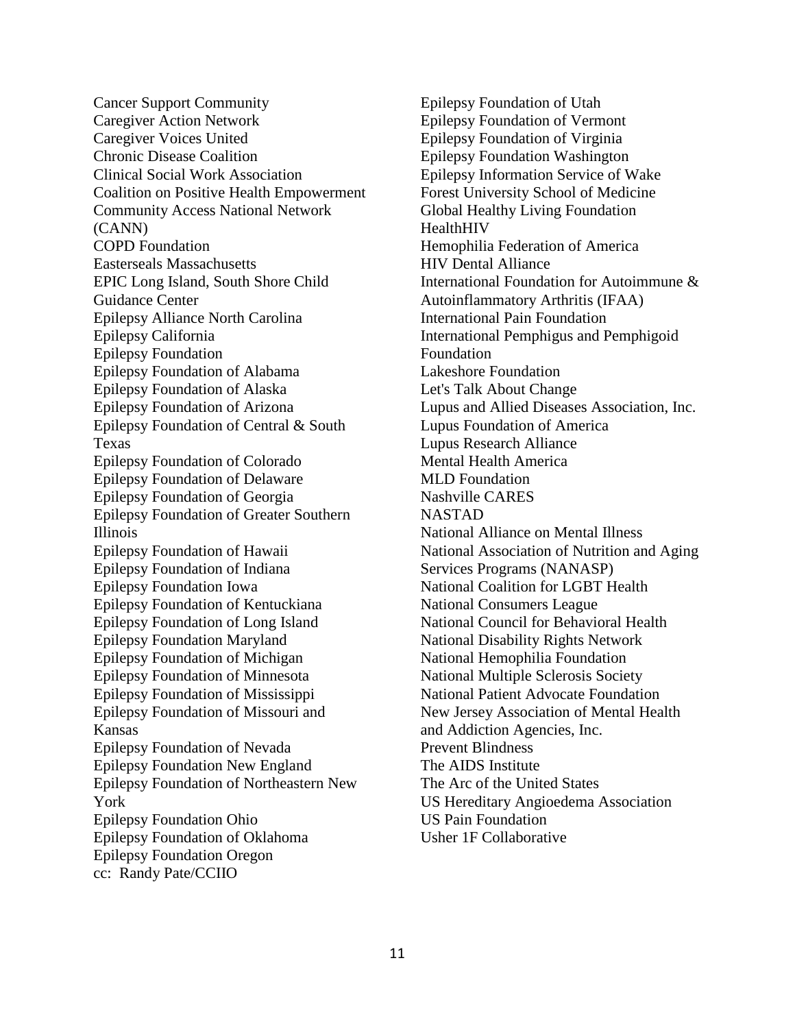Cancer Support Community
Caregiver Action Network
Caregiver Voices United
Chronic Disease Coalition
Clinical Social Work Association
Coalition on Positive Health Empowerment
Community Access National Network (CANN)
COPD Foundation
Easterseals Massachusetts
EPIC Long Island, South Shore Child Guidance Center
Epilepsy Alliance North Carolina
Epilepsy California
Epilepsy Foundation
Epilepsy Foundation of Alabama
Epilepsy Foundation of Alaska
Epilepsy Foundation of Arizona
Epilepsy Foundation of Central & South Texas
Epilepsy Foundation of Colorado
Epilepsy Foundation of Delaware
Epilepsy Foundation of Georgia
Epilepsy Foundation of Greater Southern Illinois
Epilepsy Foundation of Hawaii
Epilepsy Foundation of Indiana
Epilepsy Foundation Iowa
Epilepsy Foundation of Kentuckiana
Epilepsy Foundation of Long Island
Epilepsy Foundation Maryland
Epilepsy Foundation of Michigan
Epilepsy Foundation of Minnesota
Epilepsy Foundation of Mississippi
Epilepsy Foundation of Missouri and Kansas
Epilepsy Foundation of Nevada
Epilepsy Foundation New England
Epilepsy Foundation of Northeastern New York
Epilepsy Foundation Ohio
Epilepsy Foundation of Oklahoma
Epilepsy Foundation Oregon
Epilepsy Foundation of Utah
Epilepsy Foundation of Vermont
Epilepsy Foundation of Virginia
Epilepsy Foundation Washington
Epilepsy Information Service of Wake Forest University School of Medicine
Global Healthy Living Foundation
HealthHIV
Hemophilia Federation of America
HIV Dental Alliance
International Foundation for Autoimmune & Autoinflammatory Arthritis (IFAA)
International Pain Foundation
International Pemphigus and Pemphigoid Foundation
Lakeshore Foundation
Let's Talk About Change
Lupus and Allied Diseases Association, Inc.
Lupus Foundation of America
Lupus Research Alliance
Mental Health America
MLD Foundation
Nashville CARES
NASTAD
National Alliance on Mental Illness
National Association of Nutrition and Aging Services Programs (NANASP)
National Coalition for LGBT Health
National Consumers League
National Council for Behavioral Health
National Disability Rights Network
National Hemophilia Foundation
National Multiple Sclerosis Society
National Patient Advocate Foundation
New Jersey Association of Mental Health and Addiction Agencies, Inc.
Prevent Blindness
The AIDS Institute
The Arc of the United States
US Hereditary Angioedema Association
US Pain Foundation
Usher 1F Collaborative

cc: Randy Pate/CCIIO